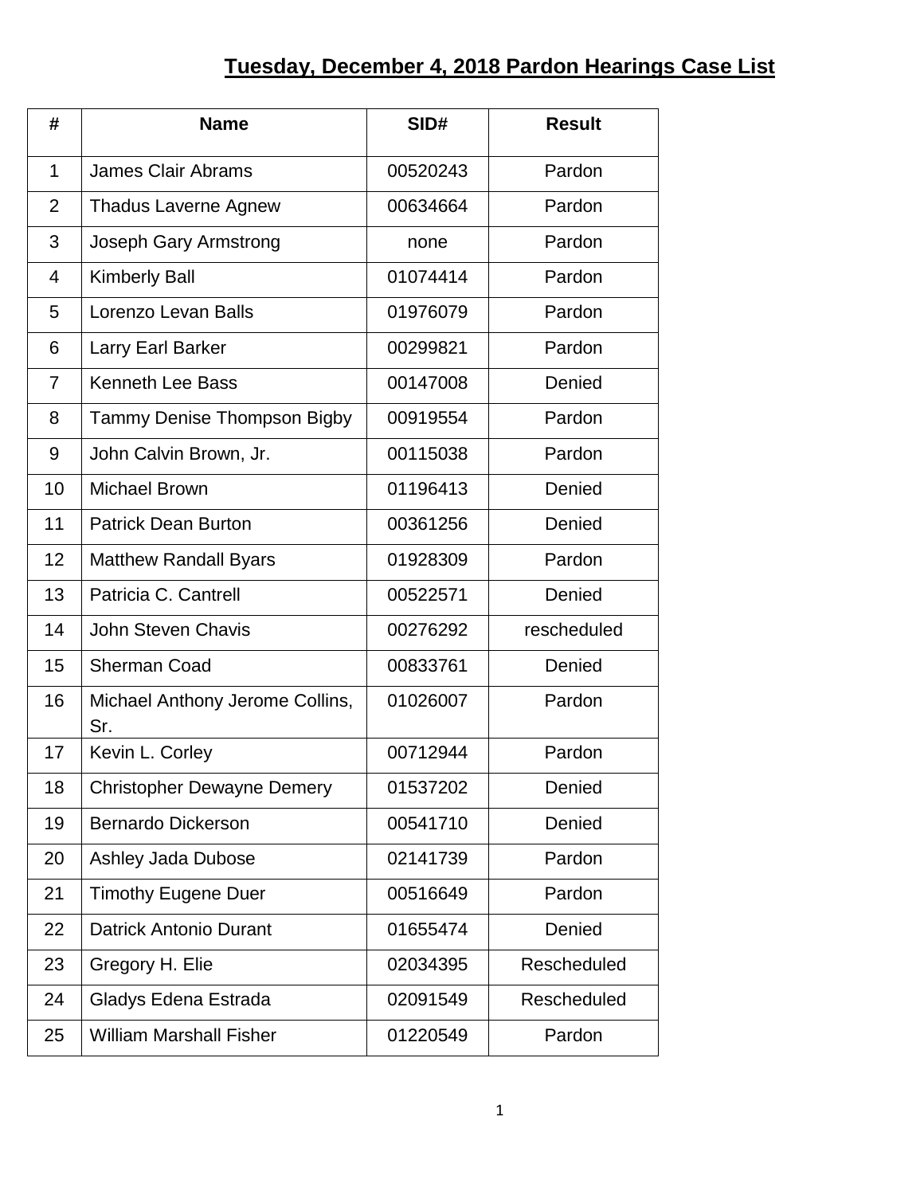# Tuesday, December 4, 2018 Pardon Hearings Case List

| # | Name | SID# | Result |
|---|---|---|---|
| 1 | James Clair Abrams | 00520243 | Pardon |
| 2 | Thadus Laverne Agnew | 00634664 | Pardon |
| 3 | Joseph Gary Armstrong | none | Pardon |
| 4 | Kimberly Ball | 01074414 | Pardon |
| 5 | Lorenzo Levan Balls | 01976079 | Pardon |
| 6 | Larry Earl Barker | 00299821 | Pardon |
| 7 | Kenneth Lee Bass | 00147008 | Denied |
| 8 | Tammy Denise Thompson Bigby | 00919554 | Pardon |
| 9 | John Calvin Brown, Jr. | 00115038 | Pardon |
| 10 | Michael Brown | 01196413 | Denied |
| 11 | Patrick Dean Burton | 00361256 | Denied |
| 12 | Matthew Randall Byars | 01928309 | Pardon |
| 13 | Patricia C. Cantrell | 00522571 | Denied |
| 14 | John Steven Chavis | 00276292 | rescheduled |
| 15 | Sherman Coad | 00833761 | Denied |
| 16 | Michael Anthony Jerome Collins, Sr. | 01026007 | Pardon |
| 17 | Kevin L. Corley | 00712944 | Pardon |
| 18 | Christopher Dewayne Demery | 01537202 | Denied |
| 19 | Bernardo Dickerson | 00541710 | Denied |
| 20 | Ashley Jada Dubose | 02141739 | Pardon |
| 21 | Timothy Eugene Duer | 00516649 | Pardon |
| 22 | Datrick Antonio Durant | 01655474 | Denied |
| 23 | Gregory H. Elie | 02034395 | Rescheduled |
| 24 | Gladys Edena Estrada | 02091549 | Rescheduled |
| 25 | William Marshall Fisher | 01220549 | Pardon |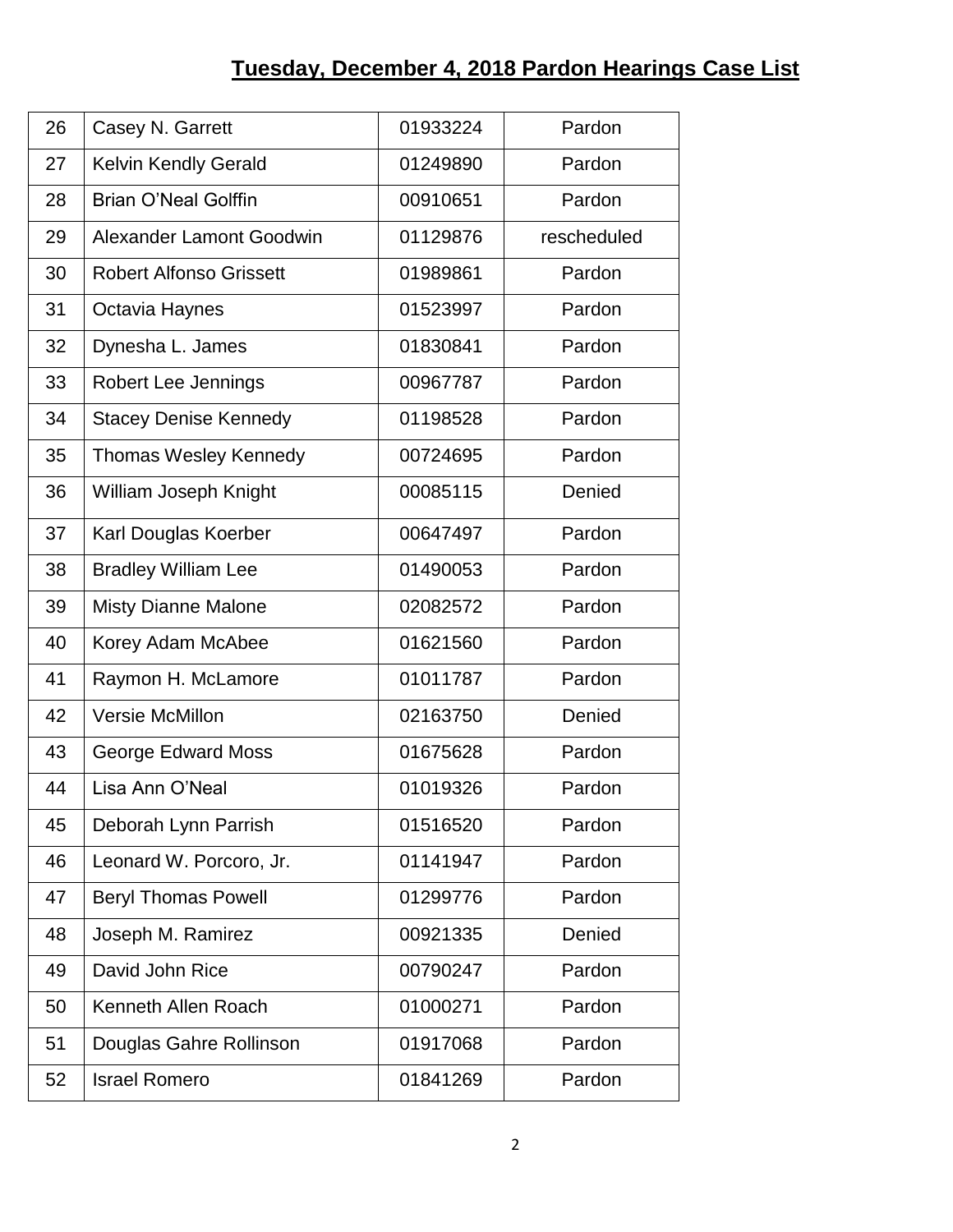## Tuesday, December 4, 2018 Pardon Hearings Case List

| | | | |
|---|---|---|---|
| 26 | Casey N. Garrett | 01933224 | Pardon |
| 27 | Kelvin Kendly Gerald | 01249890 | Pardon |
| 28 | Brian O'Neal Golffin | 00910651 | Pardon |
| 29 | Alexander Lamont Goodwin | 01129876 | rescheduled |
| 30 | Robert Alfonso Grissett | 01989861 | Pardon |
| 31 | Octavia Haynes | 01523997 | Pardon |
| 32 | Dynesha L. James | 01830841 | Pardon |
| 33 | Robert Lee Jennings | 00967787 | Pardon |
| 34 | Stacey Denise Kennedy | 01198528 | Pardon |
| 35 | Thomas Wesley Kennedy | 00724695 | Pardon |
| 36 | William Joseph Knight | 00085115 | Denied |
| 37 | Karl Douglas Koerber | 00647497 | Pardon |
| 38 | Bradley William Lee | 01490053 | Pardon |
| 39 | Misty Dianne Malone | 02082572 | Pardon |
| 40 | Korey Adam McAbee | 01621560 | Pardon |
| 41 | Raymon H. McLamore | 01011787 | Pardon |
| 42 | Versie McMillon | 02163750 | Denied |
| 43 | George Edward Moss | 01675628 | Pardon |
| 44 | Lisa Ann O'Neal | 01019326 | Pardon |
| 45 | Deborah Lynn Parrish | 01516520 | Pardon |
| 46 | Leonard W. Porcoro, Jr. | 01141947 | Pardon |
| 47 | Beryl Thomas Powell | 01299776 | Pardon |
| 48 | Joseph M. Ramirez | 00921335 | Denied |
| 49 | David John Rice | 00790247 | Pardon |
| 50 | Kenneth Allen Roach | 01000271 | Pardon |
| 51 | Douglas Gahre Rollinson | 01917068 | Pardon |
| 52 | Israel Romero | 01841269 | Pardon |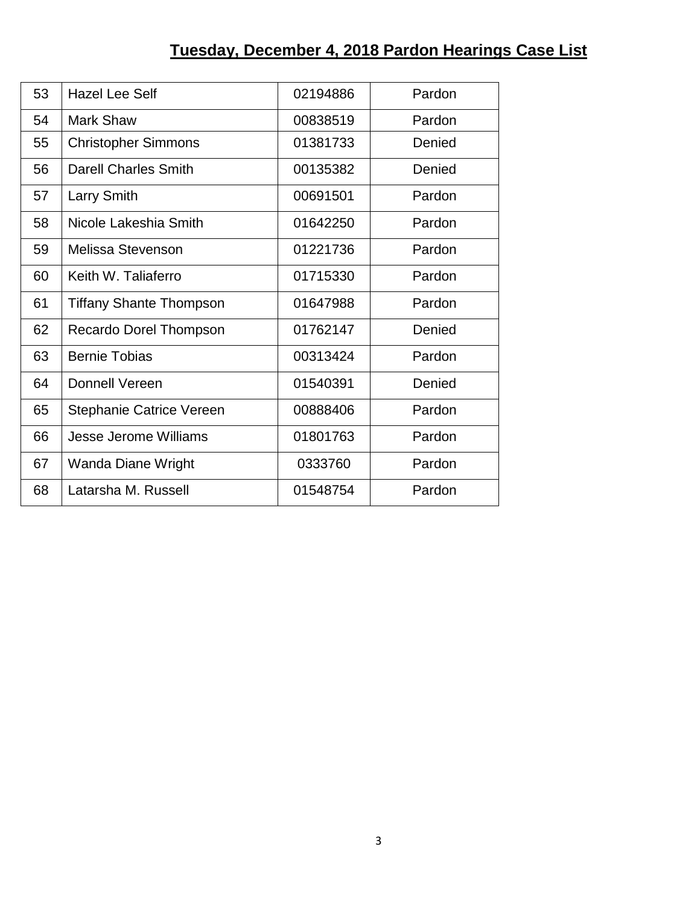## Tuesday, December 4, 2018 Pardon Hearings Case List

| | | | |
|---|---|---|---|
| 53 | Hazel Lee Self | 02194886 | Pardon |
| 54 | Mark Shaw | 00838519 | Pardon |
| 55 | Christopher Simmons | 01381733 | Denied |
| 56 | Darell Charles Smith | 00135382 | Denied |
| 57 | Larry Smith | 00691501 | Pardon |
| 58 | Nicole Lakeshia Smith | 01642250 | Pardon |
| 59 | Melissa Stevenson | 01221736 | Pardon |
| 60 | Keith W. Taliaferro | 01715330 | Pardon |
| 61 | Tiffany Shante Thompson | 01647988 | Pardon |
| 62 | Recardo Dorel Thompson | 01762147 | Denied |
| 63 | Bernie Tobias | 00313424 | Pardon |
| 64 | Donnell Vereen | 01540391 | Denied |
| 65 | Stephanie Catrice Vereen | 00888406 | Pardon |
| 66 | Jesse Jerome Williams | 01801763 | Pardon |
| 67 | Wanda Diane Wright | 0333760 | Pardon |
| 68 | Latarsha M. Russell | 01548754 | Pardon |